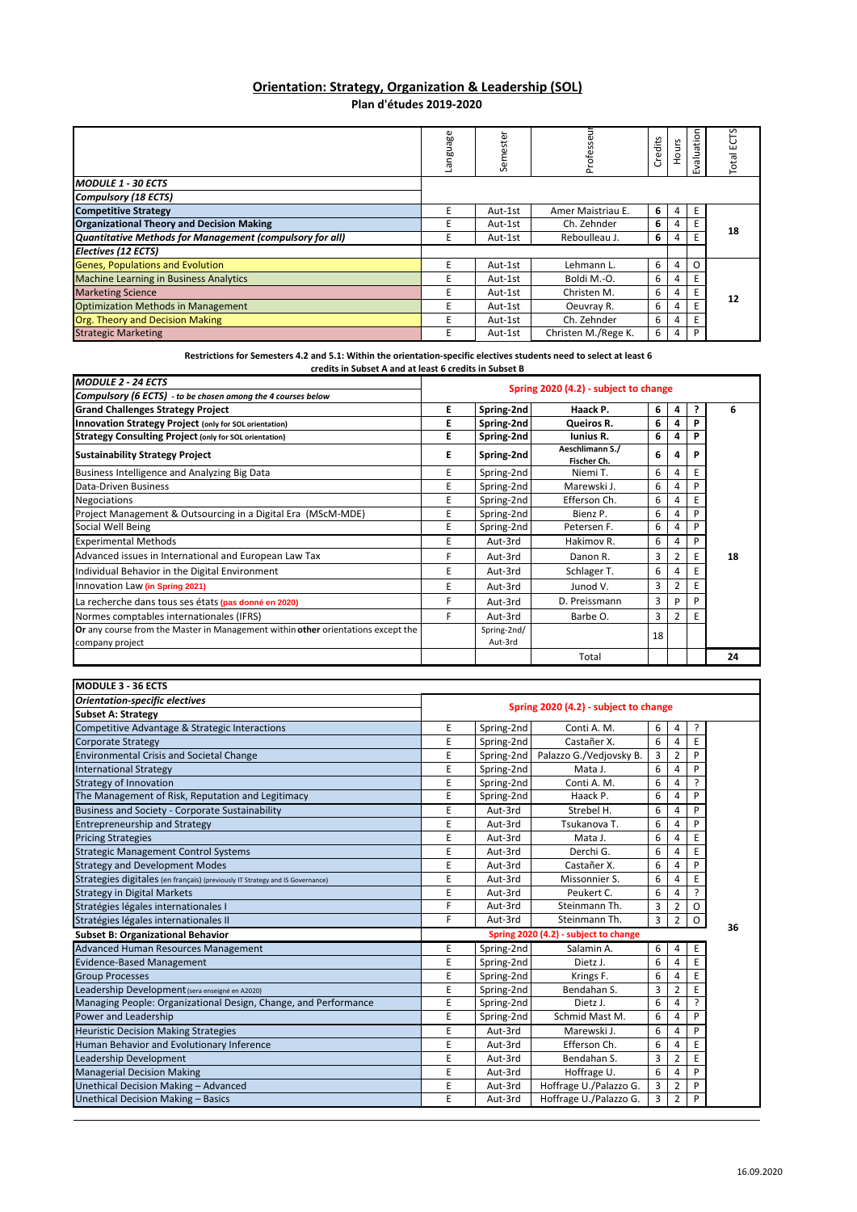# Orientation: Strategy, Organization & Leadership (SOL)

**Plan d'études 2019-2020**

| | Language | Semester | Professeur | Credits | Hours | Evaluation | Total ECTS |
|---|---|---|---|---|---|---|---|
| ***MODULE 1 - 30 ECTS*** | | | | | | | |
| ***Compulsory (18 ECTS)*** | | | | | | | |
| **Competitive Strategy** | E | Aut-1st | Amer Maistriau E. | **6** | 4 | E | 18 |
| **Organizational Theory and Decision Making** | E | Aut-1st | Ch. Zehnder | **6** | 4 | E | |
| ***Quantitative Methods for Management (compulsory for all)*** | E | Aut-1st | Reboulleau J. | **6** | 4 | E | |
| ***Electives (12 ECTS)*** | | | | | | | |
| Genes, Populations and Evolution | E | Aut-1st | Lehmann L. | 6 | 4 | O | 12 |
| Machine Learning in Business Analytics | E | Aut-1st | Boldi M.-O. | 6 | 4 | E | |
| Marketing Science | E | Aut-1st | Christen M. | 6 | 4 | E | |
| Optimization Methods in Management | E | Aut-1st | Oeuvray R. | 6 | 4 | E | |
| Org. Theory and Decision Making | E | Aut-1st | Ch. Zehnder | 6 | 4 | E | |
| Strategic Marketing | E | Aut-1st | Christen M./Rege K. | 6 | 4 | P | |

**Restrictions for Semesters 4.2 and 5.1: Within the orientation-specific electives students need to select at least 6 credits in Subset A and at least 6 credits in Subset B**

| ***MODULE 2 - 24 ECTS*** | Spring 2020 (4.2) - subject to change | | | | | | |
|---|---|---|---|---|---|---|---|
| ***Compulsory (6 ECTS)*** *- to be chosen among the 4 courses below* | | | | | | | |
| **Grand Challenges Strategy Project** | **E** | **Spring-2nd** | **Haack P.** | **6** | **4** | **?** | **6** |
| **Innovation Strategy Project** (only for SOL orientation) | **E** | **Spring-2nd** | **Queiros R.** | **6** | **4** | **P** | |
| **Strategy Consulting Project** (only for SOL orientation) | **E** | **Spring-2nd** | **Iunius R.** | **6** | **4** | **P** | |
| **Sustainability Strategy Project** | **E** | **Spring-2nd** | **Aeschlimann S./ Fischer Ch.** | **6** | **4** | **P** | |
| Business Intelligence and Analyzing Big Data | E | Spring-2nd | Niemi T. | 6 | 4 | E | 18 |
| Data-Driven Business | E | Spring-2nd | Marewski J. | 6 | 4 | P | |
| Negociations | E | Spring-2nd | Efferson Ch. | 6 | 4 | E | |
| Project Management & Outsourcing in a Digital Era (MScM-MDE) | E | Spring-2nd | Bienz P. | 6 | 4 | P | |
| Social Well Being | E | Spring-2nd | Petersen F. | 6 | 4 | P | |
| Experimental Methods | E | Aut-3rd | Hakimov R. | 6 | 4 | P | |
| Advanced issues in International and European Law Tax | F | Aut-3rd | Danon R. | 3 | 2 | E | |
| Individual Behavior in the Digital Environment | E | Aut-3rd | Schlager T. | 6 | 4 | E | |
| Innovation Law **(in Spring 2021)** | E | Aut-3rd | Junod V. | 3 | 2 | E | |
| La recherche dans tous ses états **(pas donné en 2020)** | F | Aut-3rd | D. Preissmann | 3 | P | P | |
| Normes comptables internationales (IFRS) | F | Aut-3rd | Barbe O. | 3 | 2 | E | |
| **Or** any course from the Master in Management within **other** orientations except the company project | | Spring-2nd/ Aut-3rd | | 18 | | | |
| | | | Total | | | | **24** |

| **MODULE 3 - 36 ECTS** | | | | | | | |
|---|---|---|---|---|---|---|---|
| ***Orientation-specific electives*** | Spring 2020 (4.2) - subject to change | | | | | | |
| **Subset A: Strategy** | | | | | | | |
| Competitive Advantage & Strategic Interactions | E | Spring-2nd | Conti A. M. | 6 | 4 | ? | 36 |
| Corporate Strategy | E | Spring-2nd | Castañer X. | 6 | 4 | E | |
| Environmental Crisis and Societal Change | E | Spring-2nd | Palazzo G./Vedjovsky B. | 3 | 2 | P | |
| International Strategy | E | Spring-2nd | Mata J. | 6 | 4 | P | |
| Strategy of Innovation | E | Spring-2nd | Conti A. M. | 6 | 4 | ? | |
| The Management of Risk, Reputation and Legitimacy | E | Spring-2nd | Haack P. | 6 | 4 | P | |
| Business and Society - Corporate Sustainability | E | Aut-3rd | Strebel H. | 6 | 4 | P | |
| Entrepreneurship and Strategy | E | Aut-3rd | Tsukanova T. | 6 | 4 | P | |
| Pricing Strategies | E | Aut-3rd | Mata J. | 6 | 4 | E | |
| Strategic Management Control Systems | E | Aut-3rd | Derchi G. | 6 | 4 | E | |
| Strategy and Development Modes | E | Aut-3rd | Castañer X. | 6 | 4 | P | |
| Strategies digitales (en français) (previously IT Strategy and IS Governance) | E | Aut-3rd | Missonnier S. | 6 | 4 | E | |
| Strategy in Digital Markets | E | Aut-3rd | Peukert C. | 6 | 4 | ? | |
| Stratégies légales internationales I | F | Aut-3rd | Steinmann Th. | 3 | 2 | O | |
| Stratégies légales internationales II | F | Aut-3rd | Steinmann Th. | 3 | 2 | O | |
| **Subset B: Organizational Behavior** | **Spring 2020 (4.2) - subject to change** | | | | | | |
| Advanced Human Resources Management | E | Spring-2nd | Salamin A. | 6 | 4 | E | |
| Evidence-Based Management | E | Spring-2nd | Dietz J. | 6 | 4 | E | |
| Group Processes | E | Spring-2nd | Krings F. | 6 | 4 | E | |
| Leadership Development (sera enseigné en A2020) | E | Spring-2nd | Bendahan S. | 3 | 2 | E | |
| Managing People: Organizational Design, Change, and Performance | E | Spring-2nd | Dietz J. | 6 | 4 | ? | |
| Power and Leadership | E | Spring-2nd | Schmid Mast M. | 6 | 4 | P | |
| Heuristic Decision Making Strategies | E | Aut-3rd | Marewski J. | 6 | 4 | P | |
| Human Behavior and Evolutionary Inference | E | Aut-3rd | Efferson Ch. | 6 | 4 | E | |
| Leadership Development | E | Aut-3rd | Bendahan S. | 3 | 2 | E | |
| Managerial Decision Making | E | Aut-3rd | Hoffrage U. | 6 | 4 | P | |
| Unethical Decision Making – Advanced | E | Aut-3rd | Hoffrage U./Palazzo G. | 3 | 2 | P | |
| Unethical Decision Making – Basics | E | Aut-3rd | Hoffrage U./Palazzo G. | 3 | 2 | P | |

16.09.2020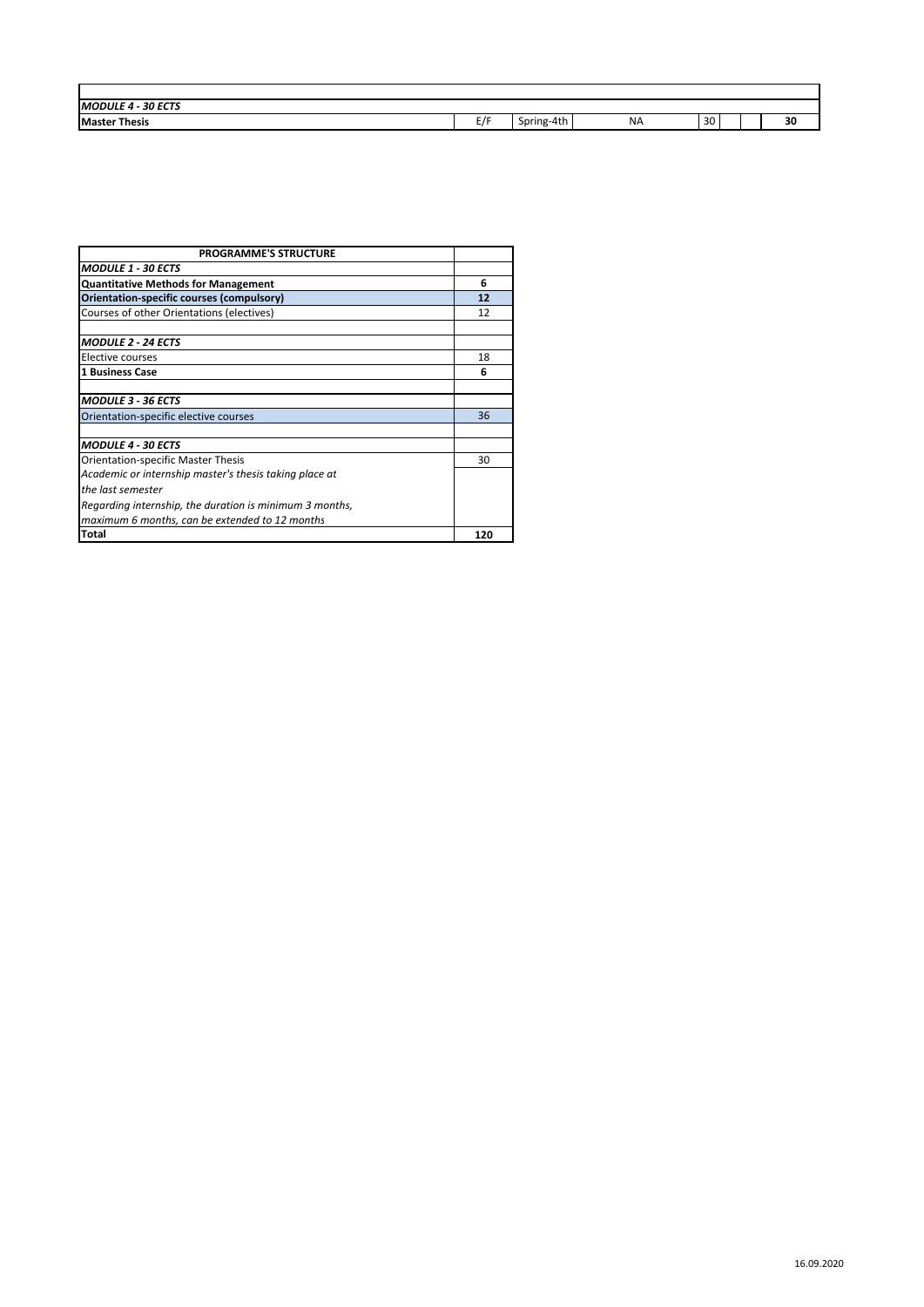| | | | | | | | |
|---|---|---|---|---|---|---|---|
| *MODULE 4 - 30 ECTS* | | | | | | | |
| **Master Thesis** | E/F | Spring-4th | NA | 30 | | | **30** |

| **PROGRAMME'S STRUCTURE** | |
|---|---|
| *MODULE 1 - 30 ECTS* | |
| **Quantitative Methods for Management** | **6** |
| **Orientation-specific courses (compulsory)** | **12** |
| Courses of other Orientations (electives) | 12 |
| | |
| *MODULE 2 - 24 ECTS* | |
| Elective courses | 18 |
| **1 Business Case** | **6** |
| | |
| *MODULE 3 - 36 ECTS* | |
| Orientation-specific elective courses | 36 |
| | |
| *MODULE 4 - 30 ECTS* | |
| Orientation-specific Master Thesis | 30 |
| *Academic or internship master's thesis taking place at the last semester* | |
| *Regarding internship, the duration is minimum 3 months, maximum 6 months, can be extended to 12 months* | |
| **Total** | **120** |

16.09.2020